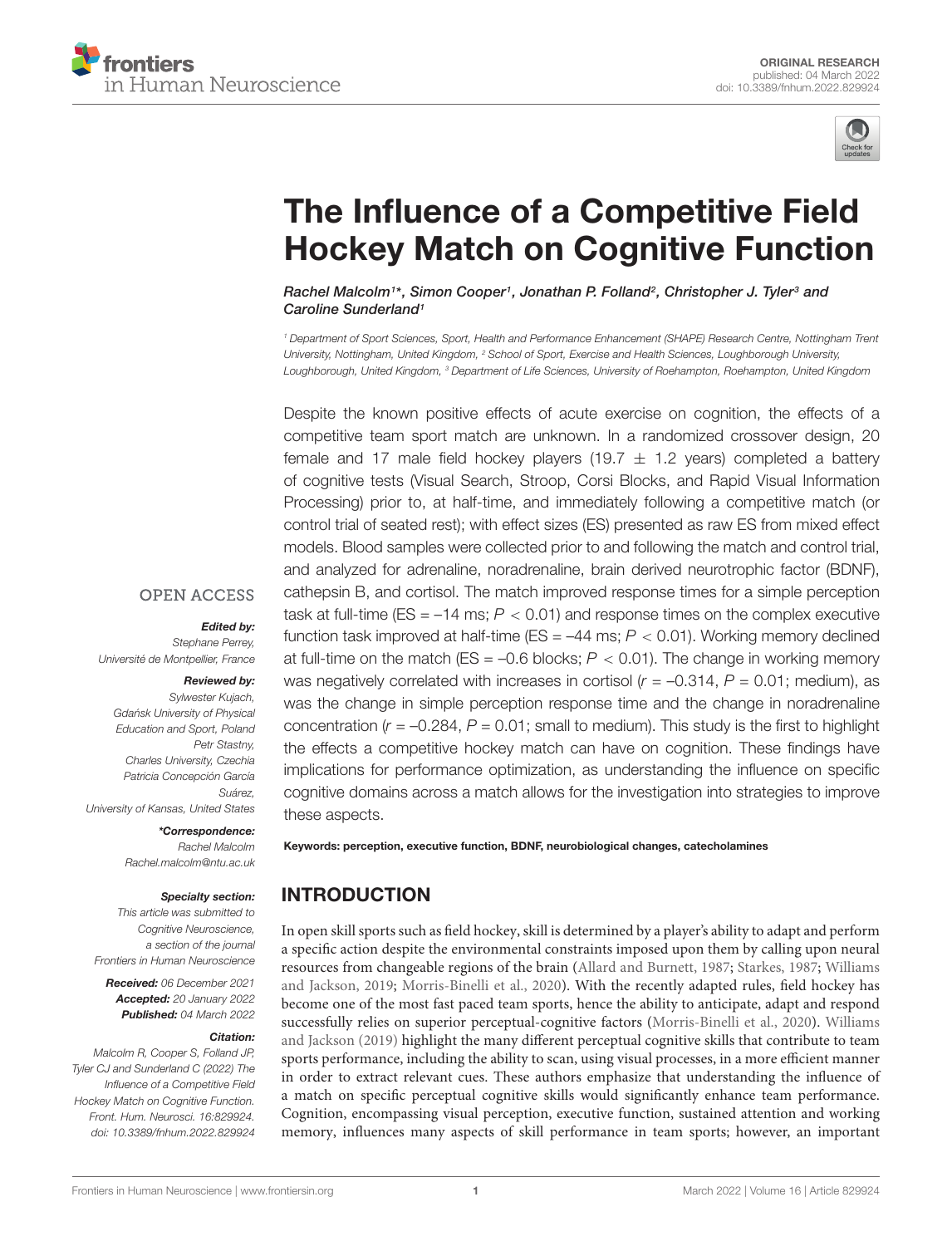ORIGINAL RESEARCH
published: 04 March 2022
doi: 10.3389/fnhum.2022.829924

# The Influence of a Competitive Field Hockey Match on Cognitive Function

*Rachel Malcolm[1]\*, Simon Cooper[1], Jonathan P. Folland[2], Christopher J. Tyler[3] and Caroline Sunderland[1]*

[1] Department of Sport Sciences, Sport, Health and Performance Enhancement (SHAPE) Research Centre, Nottingham Trent University, Nottingham, United Kingdom, [2] School of Sport, Exercise and Health Sciences, Loughborough University, Loughborough, United Kingdom, [3] Department of Life Sciences, University of Roehampton, Roehampton, United Kingdom

Despite the known positive effects of acute exercise on cognition, the effects of a competitive team sport match are unknown. In a randomized crossover design, 20 female and 17 male field hockey players (19.7 ± 1.2 years) completed a battery of cognitive tests (Visual Search, Stroop, Corsi Blocks, and Rapid Visual Information Processing) prior to, at half-time, and immediately following a competitive match (or control trial of seated rest); with effect sizes (ES) presented as raw ES from mixed effect models. Blood samples were collected prior to and following the match and control trial, and analyzed for adrenaline, noradrenaline, brain derived neurotrophic factor (BDNF), cathepsin B, and cortisol. The match improved response times for a simple perception task at full-time (ES = –14 ms; $P < 0.01$) and response times on the complex executive function task improved at half-time (ES = –44 ms; $P < 0.01$). Working memory declined at full-time on the match (ES = –0.6 blocks; $P < 0.01$). The change in working memory was negatively correlated with increases in cortisol ($r$ = –0.314, $P$ = 0.01; medium), as was the change in simple perception response time and the change in noradrenaline concentration ($r$ = –0.284, $P$ = 0.01; small to medium). This study is the first to highlight the effects a competitive hockey match can have on cognition. These findings have implications for performance optimization, as understanding the influence on specific cognitive domains across a match allows for the investigation into strategies to improve these aspects.

**Keywords: perception, executive function, BDNF, neurobiological changes, catecholamines**

OPEN ACCESS

***Edited by:***
Stephane Perrey,
Université de Montpellier, France

***Reviewed by:***
Sylwester Kujach,
Gdańsk University of Physical Education and Sport, Poland
Petr Stastny,
Charles University, Czechia
Patricia Concepción García Suárez,
University of Kansas, United States

***\*Correspondence:***
Rachel Malcolm
Rachel.malcolm@ntu.ac.uk

***Specialty section:***
This article was submitted to Cognitive Neuroscience, a section of the journal Frontiers in Human Neuroscience

***Received:*** 06 December 2021
***Accepted:*** 20 January 2022
***Published:*** 04 March 2022

***Citation:***
Malcolm R, Cooper S, Folland JP, Tyler CJ and Sunderland C (2022) The Influence of a Competitive Field Hockey Match on Cognitive Function. Front. Hum. Neurosci. 16:829924. doi: 10.3389/fnhum.2022.829924

## INTRODUCTION

In open skill sports such as field hockey, skill is determined by a player's ability to adapt and perform a specific action despite the environmental constraints imposed upon them by calling upon neural resources from changeable regions of the brain (Allard and Burnett, 1987; Starkes, 1987; Williams and Jackson, 2019; Morris-Binelli et al., 2020). With the recently adapted rules, field hockey has become one of the most fast paced team sports, hence the ability to anticipate, adapt and respond successfully relies on superior perceptual-cognitive factors (Morris-Binelli et al., 2020). Williams and Jackson (2019) highlight the many different perceptual cognitive skills that contribute to team sports performance, including the ability to scan, using visual processes, in a more efficient manner in order to extract relevant cues. These authors emphasize that understanding the influence of a match on specific perceptual cognitive skills would significantly enhance team performance. Cognition, encompassing visual perception, executive function, sustained attention and working memory, influences many aspects of skill performance in team sports; however, an important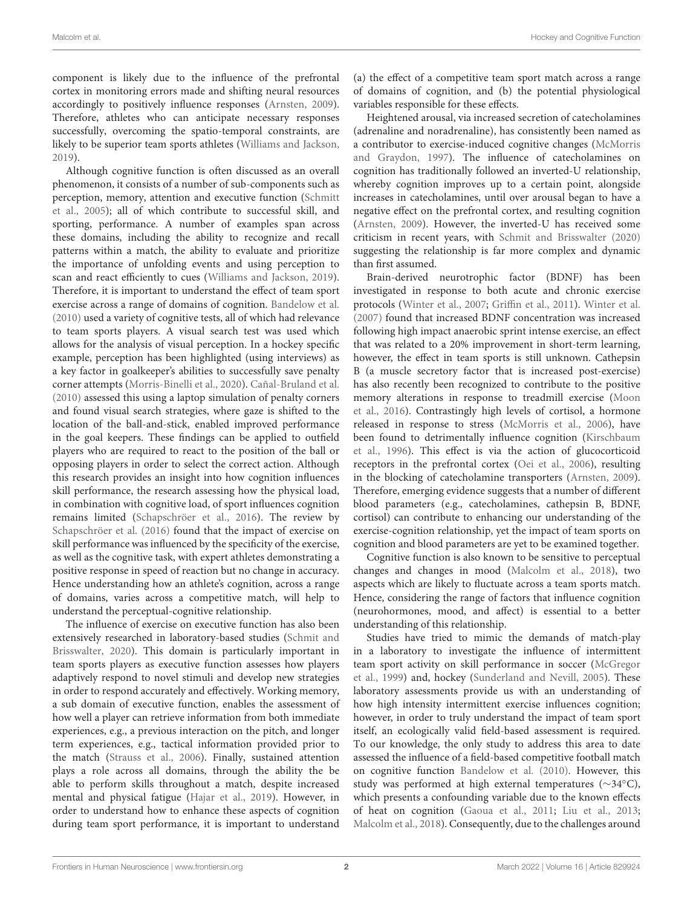component is likely due to the influence of the prefrontal cortex in monitoring errors made and shifting neural resources accordingly to positively influence responses (Arnsten, 2009). Therefore, athletes who can anticipate necessary responses successfully, overcoming the spatio-temporal constraints, are likely to be superior team sports athletes (Williams and Jackson, 2019).

Although cognitive function is often discussed as an overall phenomenon, it consists of a number of sub-components such as perception, memory, attention and executive function (Schmitt et al., 2005); all of which contribute to successful skill, and sporting, performance. A number of examples span across these domains, including the ability to recognize and recall patterns within a match, the ability to evaluate and prioritize the importance of unfolding events and using perception to scan and react efficiently to cues (Williams and Jackson, 2019). Therefore, it is important to understand the effect of team sport exercise across a range of domains of cognition. Bandelow et al. (2010) used a variety of cognitive tests, all of which had relevance to team sports players. A visual search test was used which allows for the analysis of visual perception. In a hockey specific example, perception has been highlighted (using interviews) as a key factor in goalkeeper's abilities to successfully save penalty corner attempts (Morris-Binelli et al., 2020). Cañal-Bruland et al. (2010) assessed this using a laptop simulation of penalty corners and found visual search strategies, where gaze is shifted to the location of the ball-and-stick, enabled improved performance in the goal keepers. These findings can be applied to outfield players who are required to react to the position of the ball or opposing players in order to select the correct action. Although this research provides an insight into how cognition influences skill performance, the research assessing how the physical load, in combination with cognitive load, of sport influences cognition remains limited (Schapschröer et al., 2016). The review by Schapschröer et al. (2016) found that the impact of exercise on skill performance was influenced by the specificity of the exercise, as well as the cognitive task, with expert athletes demonstrating a positive response in speed of reaction but no change in accuracy. Hence understanding how an athlete's cognition, across a range of domains, varies across a competitive match, will help to understand the perceptual-cognitive relationship.

The influence of exercise on executive function has also been extensively researched in laboratory-based studies (Schmit and Brisswalter, 2020). This domain is particularly important in team sports players as executive function assesses how players adaptively respond to novel stimuli and develop new strategies in order to respond accurately and effectively. Working memory, a sub domain of executive function, enables the assessment of how well a player can retrieve information from both immediate experiences, e.g., a previous interaction on the pitch, and longer term experiences, e.g., tactical information provided prior to the match (Strauss et al., 2006). Finally, sustained attention plays a role across all domains, through the ability the be able to perform skills throughout a match, despite increased mental and physical fatigue (Hajar et al., 2019). However, in order to understand how to enhance these aspects of cognition during team sport performance, it is important to understand (a) the effect of a competitive team sport match across a range of domains of cognition, and (b) the potential physiological variables responsible for these effects.

Heightened arousal, via increased secretion of catecholamines (adrenaline and noradrenaline), has consistently been named as a contributor to exercise-induced cognitive changes (McMorris and Graydon, 1997). The influence of catecholamines on cognition has traditionally followed an inverted-U relationship, whereby cognition improves up to a certain point, alongside increases in catecholamines, until over arousal began to have a negative effect on the prefrontal cortex, and resulting cognition (Arnsten, 2009). However, the inverted-U has received some criticism in recent years, with Schmit and Brisswalter (2020) suggesting the relationship is far more complex and dynamic than first assumed.

Brain-derived neurotrophic factor (BDNF) has been investigated in response to both acute and chronic exercise protocols (Winter et al., 2007; Griffin et al., 2011). Winter et al. (2007) found that increased BDNF concentration was increased following high impact anaerobic sprint intense exercise, an effect that was related to a 20% improvement in short-term learning, however, the effect in team sports is still unknown. Cathepsin B (a muscle secretory factor that is increased post-exercise) has also recently been recognized to contribute to the positive memory alterations in response to treadmill exercise (Moon et al., 2016). Contrastingly high levels of cortisol, a hormone released in response to stress (McMorris et al., 2006), have been found to detrimentally influence cognition (Kirschbaum et al., 1996). This effect is via the action of glucocorticoid receptors in the prefrontal cortex (Oei et al., 2006), resulting in the blocking of catecholamine transporters (Arnsten, 2009). Therefore, emerging evidence suggests that a number of different blood parameters (e.g., catecholamines, cathepsin B, BDNF, cortisol) can contribute to enhancing our understanding of the exercise-cognition relationship, yet the impact of team sports on cognition and blood parameters are yet to be examined together.

Cognitive function is also known to be sensitive to perceptual changes and changes in mood (Malcolm et al., 2018), two aspects which are likely to fluctuate across a team sports match. Hence, considering the range of factors that influence cognition (neurohormones, mood, and affect) is essential to a better understanding of this relationship.

Studies have tried to mimic the demands of match-play in a laboratory to investigate the influence of intermittent team sport activity on skill performance in soccer (McGregor et al., 1999) and, hockey (Sunderland and Nevill, 2005). These laboratory assessments provide us with an understanding of how high intensity intermittent exercise influences cognition; however, in order to truly understand the impact of team sport itself, an ecologically valid field-based assessment is required. To our knowledge, the only study to address this area to date assessed the influence of a field-based competitive football match on cognitive function Bandelow et al. (2010). However, this study was performed at high external temperatures (~34°C), which presents a confounding variable due to the known effects of heat on cognition (Gaoua et al., 2011; Liu et al., 2013; Malcolm et al., 2018). Consequently, due to the challenges around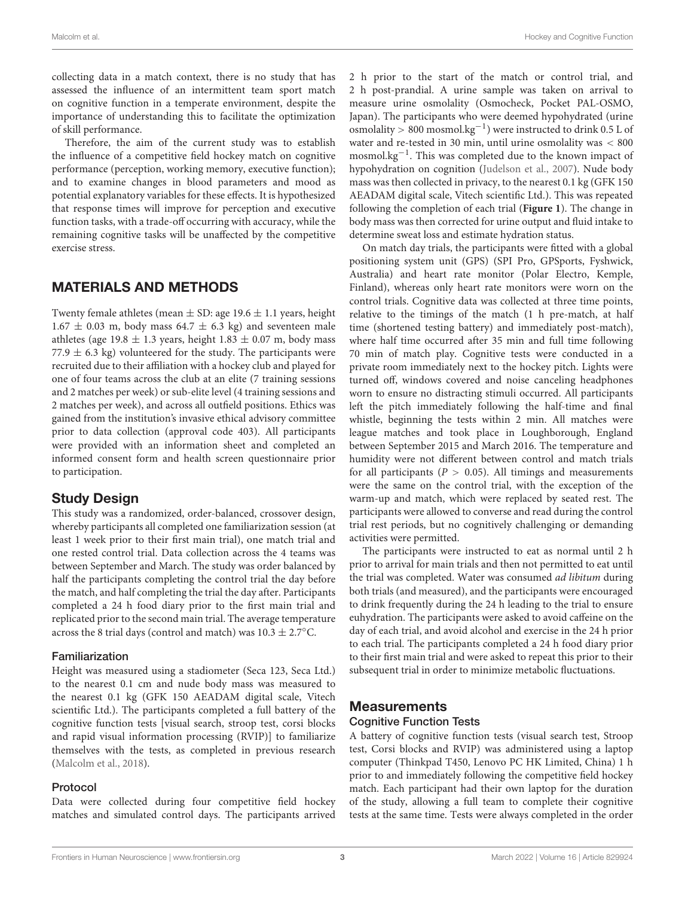collecting data in a match context, there is no study that has assessed the influence of an intermittent team sport match on cognitive function in a temperate environment, despite the importance of understanding this to facilitate the optimization of skill performance.

Therefore, the aim of the current study was to establish the influence of a competitive field hockey match on cognitive performance (perception, working memory, executive function); and to examine changes in blood parameters and mood as potential explanatory variables for these effects. It is hypothesized that response times will improve for perception and executive function tasks, with a trade-off occurring with accuracy, while the remaining cognitive tasks will be unaffected by the competitive exercise stress.

## MATERIALS AND METHODS

Twenty female athletes (mean ± SD: age 19.6 ± 1.1 years, height 1.67 ± 0.03 m, body mass 64.7 ± 6.3 kg) and seventeen male athletes (age 19.8 ± 1.3 years, height 1.83 ± 0.07 m, body mass 77.9 ± 6.3 kg) volunteered for the study. The participants were recruited due to their affiliation with a hockey club and played for one of four teams across the club at an elite (7 training sessions and 2 matches per week) or sub-elite level (4 training sessions and 2 matches per week), and across all outfield positions. Ethics was gained from the institution's invasive ethical advisory committee prior to data collection (approval code 403). All participants were provided with an information sheet and completed an informed consent form and health screen questionnaire prior to participation.

### Study Design

This study was a randomized, order-balanced, crossover design, whereby participants all completed one familiarization session (at least 1 week prior to their first main trial), one match trial and one rested control trial. Data collection across the 4 teams was between September and March. The study was order balanced by half the participants completing the control trial the day before the match, and half completing the trial the day after. Participants completed a 24 h food diary prior to the first main trial and replicated prior to the second main trial. The average temperature across the 8 trial days (control and match) was 10.3 ± 2.7°C.

#### Familiarization

Height was measured using a stadiometer (Seca 123, Seca Ltd.) to the nearest 0.1 cm and nude body mass was measured to the nearest 0.1 kg (GFK 150 AEADAM digital scale, Vitech scientific Ltd.). The participants completed a full battery of the cognitive function tests [visual search, stroop test, corsi blocks and rapid visual information processing (RVIP)] to familiarize themselves with the tests, as completed in previous research (Malcolm et al., 2018).

#### Protocol

Data were collected during four competitive field hockey matches and simulated control days. The participants arrived 2 h prior to the start of the match or control trial, and 2 h post-prandial. A urine sample was taken on arrival to measure urine osmolality (Osmocheck, Pocket PAL-OSMO, Japan). The participants who were deemed hypohydrated (urine osmolality > 800 mosmol.kg$^{-1}$) were instructed to drink 0.5 L of water and re-tested in 30 min, until urine osmolality was < 800 mosmol.kg$^{-1}$. This was completed due to the known impact of hypohydration on cognition (Judelson et al., 2007). Nude body mass was then collected in privacy, to the nearest 0.1 kg (GFK 150 AEADAM digital scale, Vitech scientific Ltd.). This was repeated following the completion of each trial (**Figure 1**). The change in body mass was then corrected for urine output and fluid intake to determine sweat loss and estimate hydration status.

On match day trials, the participants were fitted with a global positioning system unit (GPS) (SPI Pro, GPSports, Fyshwick, Australia) and heart rate monitor (Polar Electro, Kemple, Finland), whereas only heart rate monitors were worn on the control trials. Cognitive data was collected at three time points, relative to the timings of the match (1 h pre-match, at half time (shortened testing battery) and immediately post-match), where half time occurred after 35 min and full time following 70 min of match play. Cognitive tests were conducted in a private room immediately next to the hockey pitch. Lights were turned off, windows covered and noise canceling headphones worn to ensure no distracting stimuli occurred. All participants left the pitch immediately following the half-time and final whistle, beginning the tests within 2 min. All matches were league matches and took place in Loughborough, England between September 2015 and March 2016. The temperature and humidity were not different between control and match trials for all participants ($P > 0.05$). All timings and measurements were the same on the control trial, with the exception of the warm-up and match, which were replaced by seated rest. The participants were allowed to converse and read during the control trial rest periods, but no cognitively challenging or demanding activities were permitted.

The participants were instructed to eat as normal until 2 h prior to arrival for main trials and then not permitted to eat until the trial was completed. Water was consumed *ad libitum* during both trials (and measured), and the participants were encouraged to drink frequently during the 24 h leading to the trial to ensure euhydration. The participants were asked to avoid caffeine on the day of each trial, and avoid alcohol and exercise in the 24 h prior to each trial. The participants completed a 24 h food diary prior to their first main trial and were asked to repeat this prior to their subsequent trial in order to minimize metabolic fluctuations.

### Measurements

#### Cognitive Function Tests

A battery of cognitive function tests (visual search test, Stroop test, Corsi blocks and RVIP) was administered using a laptop computer (Thinkpad T450, Lenovo PC HK Limited, China) 1 h prior to and immediately following the competitive field hockey match. Each participant had their own laptop for the duration of the study, allowing a full team to complete their cognitive tests at the same time. Tests were always completed in the order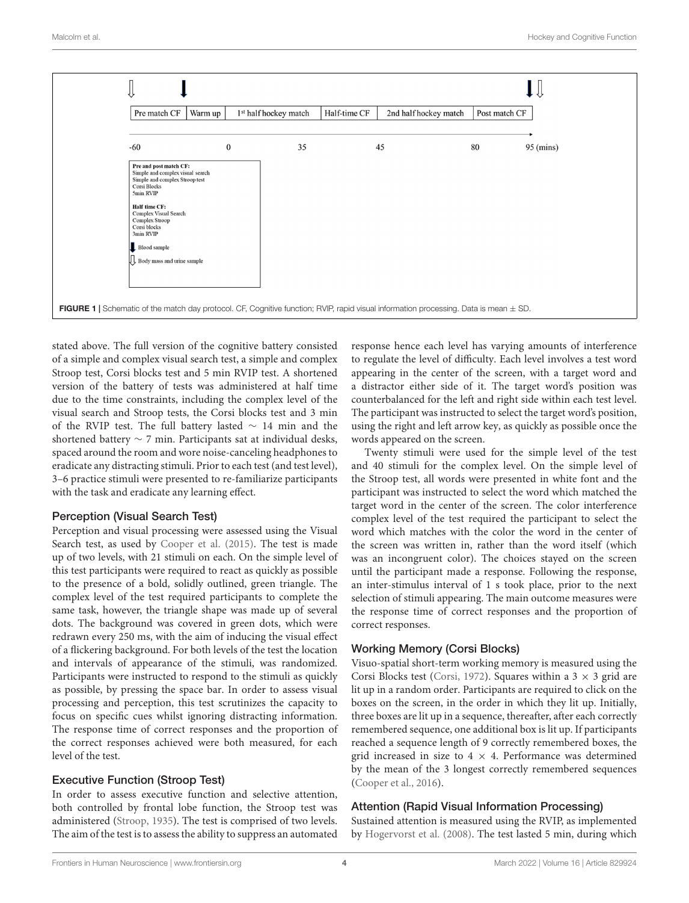| Pre match CF | Warm up | 1st half hockey match | Half-time CF | 2nd half hockey match | Post match CF |
|---|---|---|---|---|---|

-60 | 0 | 35 | 45 | 80 | 95 (mins)

**Pre and post match CF:**
Simple and complex visual search
Simple and complex Stroop test
Corsi Blocks
5min RVIP

**Half time CF:**
Complex Visual Search
Complex Stroop
Corsi blocks
3min RVIP

Blood sample

Body mass and urine sample

**FIGURE 1 |** Schematic of the match day protocol. CF, Cognitive function; RVIP, rapid visual information processing. Data is mean ± SD.

stated above. The full version of the cognitive battery consisted of a simple and complex visual search test, a simple and complex Stroop test, Corsi blocks test and 5 min RVIP test. A shortened version of the battery of tests was administered at half time due to the time constraints, including the complex level of the visual search and Stroop tests, the Corsi blocks test and 3 min of the RVIP test. The full battery lasted ∼ 14 min and the shortened battery ∼ 7 min. Participants sat at individual desks, spaced around the room and wore noise-canceling headphones to eradicate any distracting stimuli. Prior to each test (and test level), 3–6 practice stimuli were presented to re-familiarize participants with the task and eradicate any learning effect.

### Perception (Visual Search Test)

Perception and visual processing were assessed using the Visual Search test, as used by Cooper et al. (2015). The test is made up of two levels, with 21 stimuli on each. On the simple level of this test participants were required to react as quickly as possible to the presence of a bold, solidly outlined, green triangle. The complex level of the test required participants to complete the same task, however, the triangle shape was made up of several dots. The background was covered in green dots, which were redrawn every 250 ms, with the aim of inducing the visual effect of a flickering background. For both levels of the test the location and intervals of appearance of the stimuli, was randomized. Participants were instructed to respond to the stimuli as quickly as possible, by pressing the space bar. In order to assess visual processing and perception, this test scrutinizes the capacity to focus on specific cues whilst ignoring distracting information. The response time of correct responses and the proportion of the correct responses achieved were both measured, for each level of the test.

### Executive Function (Stroop Test)

In order to assess executive function and selective attention, both controlled by frontal lobe function, the Stroop test was administered (Stroop, 1935). The test is comprised of two levels. The aim of the test is to assess the ability to suppress an automated response hence each level has varying amounts of interference to regulate the level of difficulty. Each level involves a test word appearing in the center of the screen, with a target word and a distractor either side of it. The target word's position was counterbalanced for the left and right side within each test level. The participant was instructed to select the target word's position, using the right and left arrow key, as quickly as possible once the words appeared on the screen.

Twenty stimuli were used for the simple level of the test and 40 stimuli for the complex level. On the simple level of the Stroop test, all words were presented in white font and the participant was instructed to select the word which matched the target word in the center of the screen. The color interference complex level of the test required the participant to select the word which matches with the color the word in the center of the screen was written in, rather than the word itself (which was an incongruent color). The choices stayed on the screen until the participant made a response. Following the response, an inter-stimulus interval of 1 s took place, prior to the next selection of stimuli appearing. The main outcome measures were the response time of correct responses and the proportion of correct responses.

### Working Memory (Corsi Blocks)

Visuo-spatial short-term working memory is measured using the Corsi Blocks test (Corsi, 1972). Squares within a 3 × 3 grid are lit up in a random order. Participants are required to click on the boxes on the screen, in the order in which they lit up. Initially, three boxes are lit up in a sequence, thereafter, after each correctly remembered sequence, one additional box is lit up. If participants reached a sequence length of 9 correctly remembered boxes, the grid increased in size to 4 × 4. Performance was determined by the mean of the 3 longest correctly remembered sequences (Cooper et al., 2016).

### Attention (Rapid Visual Information Processing)

Sustained attention is measured using the RVIP, as implemented by Hogervorst et al. (2008). The test lasted 5 min, during which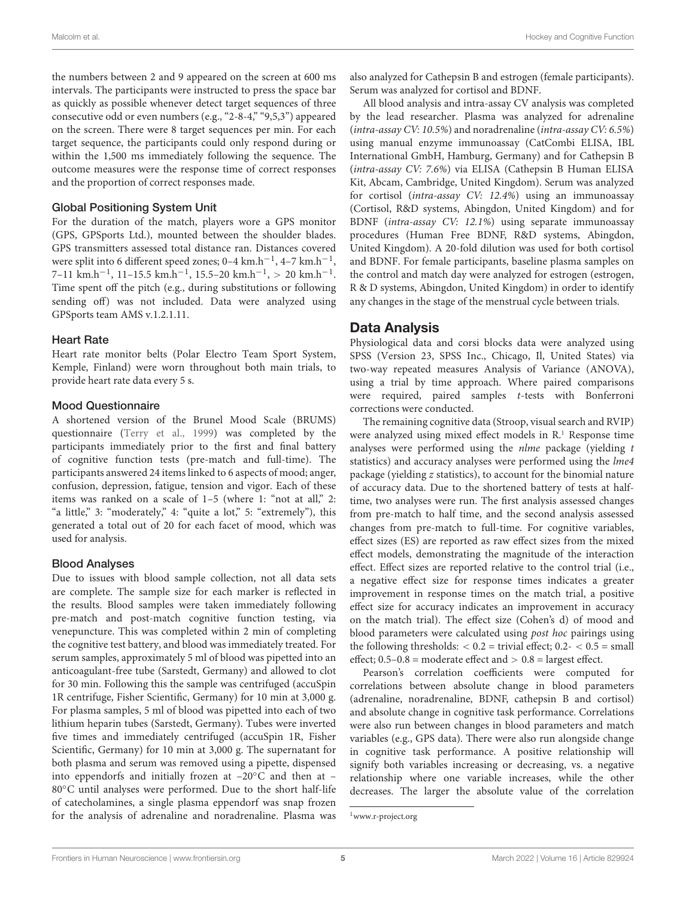the numbers between 2 and 9 appeared on the screen at 600 ms intervals. The participants were instructed to press the space bar as quickly as possible whenever detect target sequences of three consecutive odd or even numbers (e.g., "2-8-4," "9,5,3") appeared on the screen. There were 8 target sequences per min. For each target sequence, the participants could only respond during or within the 1,500 ms immediately following the sequence. The outcome measures were the response time of correct responses and the proportion of correct responses made.

### Global Positioning System Unit

For the duration of the match, players wore a GPS monitor (GPS, GPSports Ltd.), mounted between the shoulder blades. GPS transmitters assessed total distance ran. Distances covered were split into 6 different speed zones; 0–4 $km.h^{-1}$, 4–7 $km.h^{-1}$, 7–11 $km.h^{-1}$, 11–15.5 $km.h^{-1}$, 15.5–20 $km.h^{-1}$, > 20 $km.h^{-1}$. Time spent off the pitch (e.g., during substitutions or following sending off) was not included. Data were analyzed using GPSports team AMS v.1.2.1.11.

### Heart Rate

Heart rate monitor belts (Polar Electro Team Sport System, Kemple, Finland) were worn throughout both main trials, to provide heart rate data every 5 s.

### Mood Questionnaire

A shortened version of the Brunel Mood Scale (BRUMS) questionnaire (Terry et al., 1999) was completed by the participants immediately prior to the first and final battery of cognitive function tests (pre-match and full-time). The participants answered 24 items linked to 6 aspects of mood; anger, confusion, depression, fatigue, tension and vigor. Each of these items was ranked on a scale of 1–5 (where 1: "not at all," 2: "a little," 3: "moderately," 4: "quite a lot," 5: "extremely"), this generated a total out of 20 for each facet of mood, which was used for analysis.

### Blood Analyses

Due to issues with blood sample collection, not all data sets are complete. The sample size for each marker is reflected in the results. Blood samples were taken immediately following pre-match and post-match cognitive function testing, via venepuncture. This was completed within 2 min of completing the cognitive test battery, and blood was immediately treated. For serum samples, approximately 5 ml of blood was pipetted into an anticoagulant-free tube (Sarstedt, Germany) and allowed to clot for 30 min. Following this the sample was centrifuged (accuSpin 1R centrifuge, Fisher Scientific, Germany) for 10 min at 3,000 g. For plasma samples, 5 ml of blood was pipetted into each of two lithium heparin tubes (Sarstedt, Germany). Tubes were inverted five times and immediately centrifuged (accuSpin 1R, Fisher Scientific, Germany) for 10 min at 3,000 g. The supernatant for both plasma and serum was removed using a pipette, dispensed into eppendorfs and initially frozen at −20°C and then at −80°C until analyses were performed. Due to the short half-life of catecholamines, a single plasma eppendorf was snap frozen for the analysis of adrenaline and noradrenaline. Plasma was also analyzed for Cathepsin B and estrogen (female participants). Serum was analyzed for cortisol and BDNF.

All blood analysis and intra-assay CV analysis was completed by the lead researcher. Plasma was analyzed for adrenaline (*intra-assay CV: 10.5%*) and noradrenaline (*intra-assay CV: 6.5%*) using manual enzyme immunoassay (CatCombi ELISA, IBL International GmbH, Hamburg, Germany) and for Cathepsin B (*intra-assay CV: 7.6%*) via ELISA (Cathepsin B Human ELISA Kit, Abcam, Cambridge, United Kingdom). Serum was analyzed for cortisol (*intra-assay CV: 12.4%*) using an immunoassay (Cortisol, R&D systems, Abingdon, United Kingdom) and for BDNF (*intra-assay CV: 12.1%*) using separate immunoassay procedures (Human Free BDNF, R&D systems, Abingdon, United Kingdom). A 20-fold dilution was used for both cortisol and BDNF. For female participants, baseline plasma samples on the control and match day were analyzed for estrogen (estrogen, R & D systems, Abingdon, United Kingdom) in order to identify any changes in the stage of the menstrual cycle between trials.

## Data Analysis

Physiological data and corsi blocks data were analyzed using SPSS (Version 23, SPSS Inc., Chicago, Il, United States) via two-way repeated measures Analysis of Variance (ANOVA), using a trial by time approach. Where paired comparisons were required, paired samples *t*-tests with Bonferroni corrections were conducted.

The remaining cognitive data (Stroop, visual search and RVIP) were analyzed using mixed effect models in R.[1] Response time analyses were performed using the *nlme* package (yielding *t* statistics) and accuracy analyses were performed using the *lme4* package (yielding *z* statistics), to account for the binomial nature of accuracy data. Due to the shortened battery of tests at half-time, two analyses were run. The first analysis assessed changes from pre-match to half time, and the second analysis assessed changes from pre-match to full-time. For cognitive variables, effect sizes (ES) are reported as raw effect sizes from the mixed effect models, demonstrating the magnitude of the interaction effect. Effect sizes are reported relative to the control trial (i.e., a negative effect size for response times indicates a greater improvement in response times on the match trial, a positive effect size for accuracy indicates an improvement in accuracy on the match trial). The effect size (Cohen's d) of mood and blood parameters were calculated using *post hoc* pairings using the following thresholds: < 0.2 = trivial effect; 0.2- < 0.5 = small effect; 0.5–0.8 = moderate effect and > 0.8 = largest effect.

Pearson's correlation coefficients were computed for correlations between absolute change in blood parameters (adrenaline, noradrenaline, BDNF, cathepsin B and cortisol) and absolute change in cognitive task performance. Correlations were also run between changes in blood parameters and match variables (e.g., GPS data). There were also run alongside change in cognitive task performance. A positive relationship will signify both variables increasing or decreasing, vs. a negative relationship where one variable increases, while the other decreases. The larger the absolute value of the correlation

[1] www.r-project.org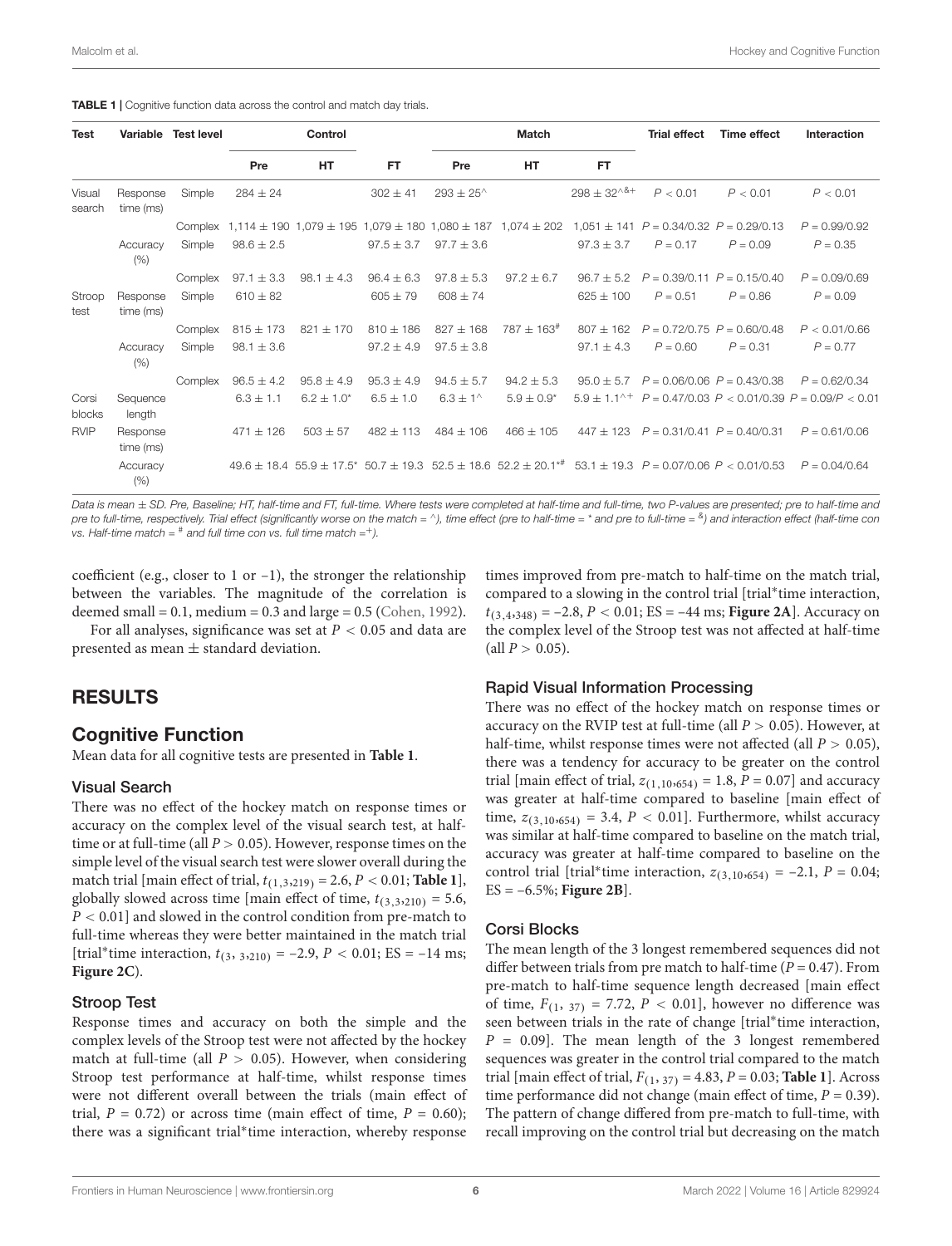**TABLE 1 |** Cognitive function data across the control and match day trials.

| Test | Variable | Test level | Control | | | Match | | | Trial effect | Time effect | Interaction |
|---|---|---|---|---|---|---|---|---|---|---|---|
| | | | Pre | HT | FT | Pre | HT | FT | | | |
| Visual search | Response time (ms) | Simple | 284 ± 24 | | 302 ± 41 | 293 ± 25^ | | 298 ± 32^&+ | $P < 0.01$ | $P < 0.01$ | $P < 0.01$ |
| | | Complex | 1,114 ± 190 | 1,079 ± 195 | 1,079 ± 180 | 1,080 ± 187 | 1,074 ± 202 | 1,051 ± 141 | $P = 0.34/0.32$ | $P = 0.29/0.13$ | $P = 0.99/0.92$ |
| | Accuracy (%) | Simple | 98.6 ± 2.5 | | 97.5 ± 3.7 | 97.7 ± 3.6 | | 97.3 ± 3.7 | $P = 0.17$ | $P = 0.09$ | $P = 0.35$ |
| | | Complex | 97.1 ± 3.3 | 98.1 ± 4.3 | 96.4 ± 6.3 | 97.8 ± 5.3 | 97.2 ± 6.7 | 96.7 ± 5.2 | $P = 0.39/0.11$ | $P = 0.15/0.40$ | $P = 0.09/0.69$ |
| Stroop test | Response time (ms) | Simple | 610 ± 82 | | 605 ± 79 | 608 ± 74 | | 625 ± 100 | $P = 0.51$ | $P = 0.86$ | $P = 0.09$ |
| | | Complex | 815 ± 173 | 821 ± 170 | 810 ± 186 | 827 ± 168 | 787 ± 163# | 807 ± 162 | $P = 0.72/0.75$ | $P = 0.60/0.48$ | $P < 0.01/0.66$ |
| | Accuracy (%) | Simple | 98.1 ± 3.6 | | 97.2 ± 4.9 | 97.5 ± 3.8 | | 97.1 ± 4.3 | $P = 0.60$ | $P = 0.31$ | $P = 0.77$ |
| | | Complex | 96.5 ± 4.2 | 95.8 ± 4.9 | 95.3 ± 4.9 | 94.5 ± 5.7 | 94.2 ± 5.3 | 95.0 ± 5.7 | $P = 0.06/0.06$ | $P = 0.43/0.38$ | $P = 0.62/0.34$ |
| Corsi blocks | Sequence length | | 6.3 ± 1.1 | 6.2 ± 1.0* | 6.5 ± 1.0 | 6.3 ± 1^ | 5.9 ± 0.9* | 5.9 ± 1.1^+ | $P = 0.47/0.03$ | $P < 0.01/0.39$ | $P = 0.09/P < 0.01$ |
| RVIP | Response time (ms) | | 471 ± 126 | 503 ± 57 | 482 ± 113 | 484 ± 106 | 466 ± 105 | 447 ± 123 | $P = 0.31/0.41$ | $P = 0.40/0.31$ | $P = 0.61/0.06$ |
| | Accuracy (%) | | 49.6 ± 18.4 | 55.9 ± 17.5* | 50.7 ± 19.3 | 52.5 ± 18.6 | 52.2 ± 20.1*# | 53.1 ± 19.3 | $P = 0.07/0.06$ | $P < 0.01/0.53$ | $P = 0.04/0.64$ |

*Data is mean ± SD. Pre, Baseline; HT, half-time and FT, full-time. Where tests were completed at half-time and full-time, two P-values are presented; pre to half-time and pre to full-time, respectively. Trial effect (significantly worse on the match = ^), time effect (pre to half-time = \* and pre to full-time = &) and interaction effect (half-time con vs. Half-time match = # and full time con vs. full time match =+).*

coefficient (e.g., closer to 1 or −1), the stronger the relationship between the variables. The magnitude of the correlation is deemed small = 0.1, medium = 0.3 and large = 0.5 (Cohen, 1992).

For all analyses, significance was set at $P < 0.05$ and data are presented as mean ± standard deviation.

## RESULTS

### Cognitive Function

Mean data for all cognitive tests are presented in **Table 1**.

#### Visual Search

There was no effect of the hockey match on response times or accuracy on the complex level of the visual search test, at half-time or at full-time (all $P > 0.05$). However, response times on the simple level of the visual search test were slower overall during the match trial [main effect of trial, $t_{(1,3,219)} = 2.6$, $P < 0.01$; **Table 1**], globally slowed across time [main effect of time, $t_{(3,3,210)} = 5.6$, $P < 0.01$] and slowed in the control condition from pre-match to full-time whereas they were better maintained in the match trial [trial*time interaction, $t_{(3,\ 3,210)} = -2.9$, $P < 0.01$; ES = −14 ms; **Figure 2C**).

#### Stroop Test

Response times and accuracy on both the simple and the complex levels of the Stroop test were not affected by the hockey match at full-time (all $P > 0.05$). However, when considering Stroop test performance at half-time, whilst response times were not different overall between the trials (main effect of trial, $P = 0.72$) or across time (main effect of time, $P = 0.60$); there was a significant trial*time interaction, whereby response times improved from pre-match to half-time on the match trial, compared to a slowing in the control trial [trial*time interaction, $t_{(3,4,348)} = -2.8$, $P < 0.01$; ES = −44 ms; **Figure 2A**]. Accuracy on the complex level of the Stroop test was not affected at half-time (all $P > 0.05$).

#### Rapid Visual Information Processing

There was no effect of the hockey match on response times or accuracy on the RVIP test at full-time (all $P > 0.05$). However, at half-time, whilst response times were not affected (all $P > 0.05$), there was a tendency for accuracy to be greater on the control trial [main effect of trial, $z_{(1,10,654)} = 1.8$, $P = 0.07$] and accuracy was greater at half-time compared to baseline [main effect of time, $z_{(3,10,654)} = 3.4$, $P < 0.01$]. Furthermore, whilst accuracy was similar at half-time compared to baseline on the match trial, accuracy was greater at half-time compared to baseline on the control trial [trial*time interaction, $z_{(3,10,654)} = -2.1$, $P = 0.04$; ES = −6.5%; **Figure 2B**].

#### Corsi Blocks

The mean length of the 3 longest remembered sequences did not differ between trials from pre match to half-time ($P = 0.47$). From pre-match to half-time sequence length decreased [main effect of time, $F_{(1,\ 37)} = 7.72$, $P < 0.01$], however no difference was seen between trials in the rate of change [trial*time interaction, $P = 0.09$]. The mean length of the 3 longest remembered sequences was greater in the control trial compared to the match trial [main effect of trial, $F_{(1,\ 37)} = 4.83$, $P = 0.03$; **Table 1**]. Across time performance did not change (main effect of time, $P = 0.39$). The pattern of change differed from pre-match to full-time, with recall improving on the control trial but decreasing on the match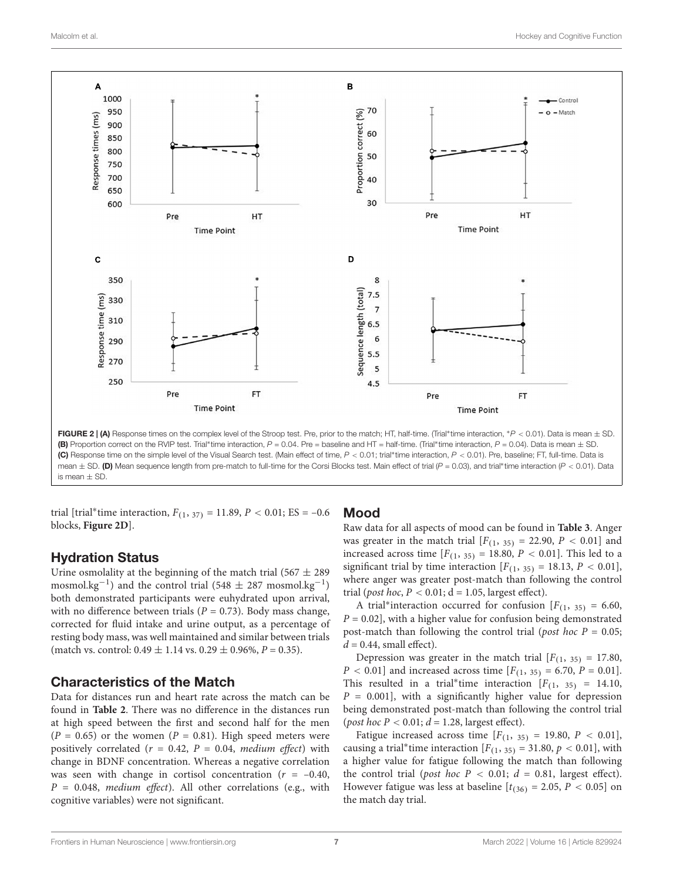FIGURE 2 | **(A)** Response times on the complex level of the Stroop test. Pre, prior to the match; HT, half-time. (Trial*time interaction, $*P < 0.01$). Data is mean ± SD. **(B)** Proportion correct on the RVIP test. Trial*time interaction, $P = 0.04$. Pre = baseline and HT = half-time. (Trial*time interaction, $P = 0.04$). Data is mean ± SD. **(C)** Response time on the simple level of the Visual Search test. (Main effect of time, $P < 0.01$; trial*time interaction, $P < 0.01$). Pre, baseline; FT, full-time. Data is mean ± SD. **(D)** Mean sequence length from pre-match to full-time for the Corsi Blocks test. Main effect of trial ($P = 0.03$), and trial*time interaction ($P < 0.01$). Data is mean ± SD.

trial [trial*time interaction, $F_{(1, 37)} = 11.89$, $P < 0.01$; ES = –0.6 blocks, **Figure 2D**].

## Hydration Status

Urine osmolality at the beginning of the match trial (567 ± 289 mosmol.kg$^{-1}$) and the control trial (548 ± 287 mosmol.kg$^{-1}$) both demonstrated participants were euhydrated upon arrival, with no difference between trials ($P = 0.73$). Body mass change, corrected for fluid intake and urine output, as a percentage of resting body mass, was well maintained and similar between trials (match vs. control: 0.49 ± 1.14 vs. 0.29 ± 0.96%, $P = 0.35$).

## Characteristics of the Match

Data for distances run and heart rate across the match can be found in **Table 2**. There was no difference in the distances run at high speed between the first and second half for the men ($P = 0.65$) or the women ($P = 0.81$). High speed meters were positively correlated ($r = 0.42$, $P = 0.04$, *medium effect*) with change in BDNF concentration. Whereas a negative correlation was seen with change in cortisol concentration ($r$ = –0.40, $P = 0.048$, *medium effect*). All other correlations (e.g., with cognitive variables) were not significant.

## Mood

Raw data for all aspects of mood can be found in **Table 3**. Anger was greater in the match trial [$F_{(1, 35)} = 22.90$, $P < 0.01$] and increased across time [$F_{(1, 35)} = 18.80$, $P < 0.01$]. This led to a significant trial by time interaction [$F_{(1, 35)} = 18.13$, $P < 0.01$], where anger was greater post-match than following the control trial (*post hoc*, $P < 0.01$; d = 1.05, largest effect).

A trial*interaction occurred for confusion [$F_{(1, 35)} = 6.60$, $P = 0.02$], with a higher value for confusion being demonstrated post-match than following the control trial (*post hoc* $P = 0.05$; $d = 0.44$, small effect).

Depression was greater in the match trial [$F_{(1, 35)} = 17.80$, $P < 0.01$] and increased across time [$F_{(1, 35)} = 6.70$, $P = 0.01$]. This resulted in a trial*time interaction [$F_{(1, 35)} = 14.10$, $P = 0.001$], with a significantly higher value for depression being demonstrated post-match than following the control trial (*post hoc* $P < 0.01$; $d = 1.28$, largest effect).

Fatigue increased across time [$F_{(1, 35)} = 19.80$, $P < 0.01$], causing a trial*time interaction [$F_{(1, 35)} = 31.80$, $p < 0.01$], with a higher value for fatigue following the match than following the control trial (*post hoc* $P < 0.01$; $d = 0.81$, largest effect). However fatigue was less at baseline [$t_{(36)} = 2.05$, $P < 0.05$] on the match day trial.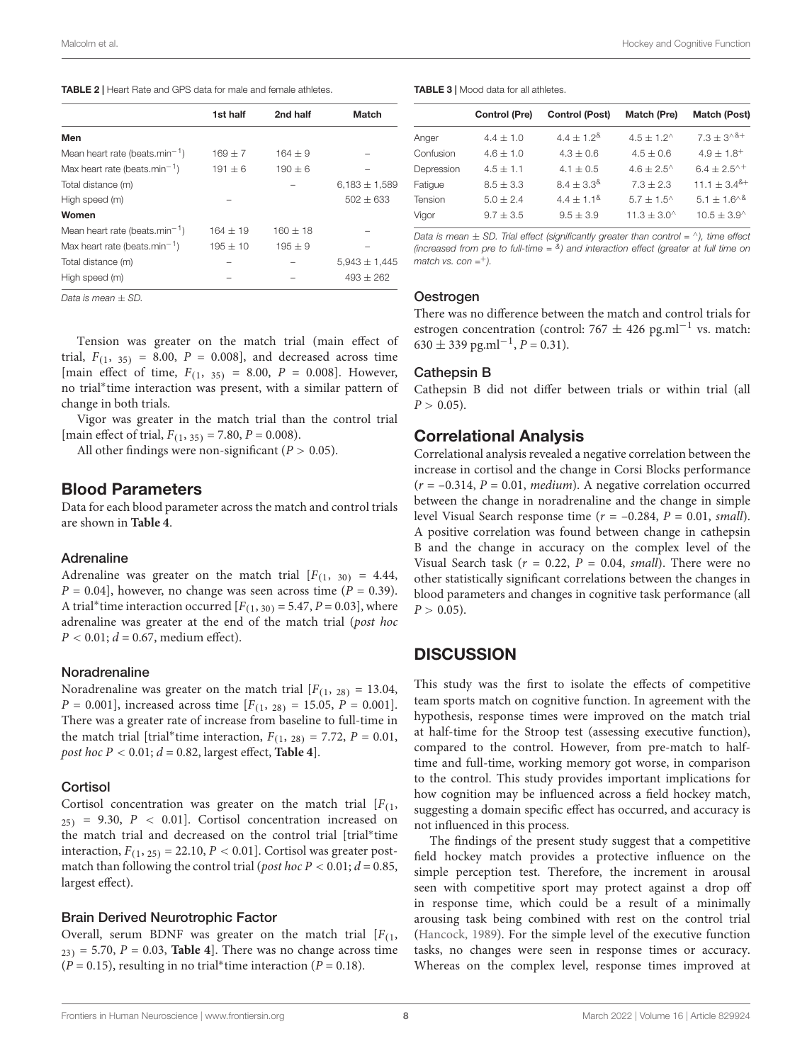**TABLE 2 |** Heart Rate and GPS data for male and female athletes.

| | 1st half | 2nd half | Match |
|---|---|---|---|
| **Men** | | | |
| Mean heart rate (beats.min$^{-1}$) | 169 ± 7 | 164 ± 9 | – |
| Max heart rate (beats.min$^{-1}$) | 191 ± 6 | 190 ± 6 | – |
| Total distance (m) | – | – | 6,183 ± 1,589 |
| High speed (m) | – | | 502 ± 633 |
| **Women** | | | |
| Mean heart rate (beats.min$^{-1}$) | 164 ± 19 | 160 ± 18 | – |
| Max heart rate (beats.min$^{-1}$) | 195 ± 10 | 195 ± 9 | – |
| Total distance (m) | – | – | 5,943 ± 1,445 |
| High speed (m) | – | – | 493 ± 262 |

*Data is mean ± SD.*

**TABLE 3 |** Mood data for all athletes.

| | Control (Pre) | Control (Post) | Match (Pre) | Match (Post) |
|---|---|---|---|---|
| Anger | 4.4 ± 1.0 | 4.4 ± 1.2$^{\&}$ | 4.5 ± 1.2$^{\wedge}$ | 7.3 ± 3$^{\wedge\&+}$ |
| Confusion | 4.6 ± 1.0 | 4.3 ± 0.6 | 4.5 ± 0.6 | 4.9 ± 1.8$^{+}$ |
| Depression | 4.5 ± 1.1 | 4.1 ± 0.5 | 4.6 ± 2.5$^{\wedge}$ | 6.4 ± 2.5$^{\wedge+}$ |
| Fatigue | 8.5 ± 3.3 | 8.4 ± 3.3$^{\&}$ | 7.3 ± 2.3 | 11.1 ± 3.4$^{\&+}$ |
| Tension | 5.0 ± 2.4 | 4.4 ± 1.1$^{\&}$ | 5.7 ± 1.5$^{\wedge}$ | 5.1 ± 1.6$^{\wedge\&}$ |
| Vigor | 9.7 ± 3.5 | 9.5 ± 3.9 | 11.3 ± 3.0$^{\wedge}$ | 10.5 ± 3.9$^{\wedge}$ |

*Data is mean ± SD. Trial effect (significantly greater than control = ^), time effect (increased from pre to full-time = &) and interaction effect (greater at full time on match vs. con =+).*

Tension was greater on the match trial (main effect of trial, $F_{(1, 35)} = 8.00$, $P = 0.008$], and decreased across time [main effect of time, $F_{(1, 35)} = 8.00$, $P = 0.008$]. However, no trial*time interaction was present, with a similar pattern of change in both trials.

Vigor was greater in the match trial than the control trial [main effect of trial, $F_{(1, 35)} = 7.80$, $P = 0.008$).

All other findings were non-significant ($P > 0.05$).

## Blood Parameters

Data for each blood parameter across the match and control trials are shown in **Table 4**.

### Adrenaline

Adrenaline was greater on the match trial [$F_{(1, 30)} = 4.44$, $P = 0.04$], however, no change was seen across time ($P = 0.39$). A trial*time interaction occurred [$F_{(1, 30)} = 5.47$, $P = 0.03$], where adrenaline was greater at the end of the match trial (*post hoc* $P < 0.01$; $d = 0.67$, medium effect).

### Noradrenaline

Noradrenaline was greater on the match trial [$F_{(1, 28)} = 13.04$, $P = 0.001$], increased across time [$F_{(1, 28)} = 15.05$, $P = 0.001$]. There was a greater rate of increase from baseline to full-time in the match trial [trial*time interaction, $F_{(1, 28)} = 7.72$, $P = 0.01$, *post hoc* $P < 0.01$; $d = 0.82$, largest effect, **Table 4**].

### Cortisol

Cortisol concentration was greater on the match trial [$F_{(1, 25)} = 9.30$, $P < 0.01$]. Cortisol concentration increased on the match trial and decreased on the control trial [trial*time interaction, $F_{(1, 25)} = 22.10$, $P < 0.01$]. Cortisol was greater post-match than following the control trial (*post hoc* $P < 0.01$; $d = 0.85$, largest effect).

### Brain Derived Neurotrophic Factor

Overall, serum BDNF was greater on the match trial [$F_{(1, 23)} = 5.70$, $P = 0.03$, **Table 4**]. There was no change across time ($P = 0.15$), resulting in no trial*time interaction ($P = 0.18$).

### Oestrogen

There was no difference between the match and control trials for estrogen concentration (control: 767 ± 426 pg.ml$^{-1}$ vs. match: 630 ± 339 pg.ml$^{-1}$, $P = 0.31$).

### Cathepsin B

Cathepsin B did not differ between trials or within trial (all $P > 0.05$).

## Correlational Analysis

Correlational analysis revealed a negative correlation between the increase in cortisol and the change in Corsi Blocks performance ($r = -0.314$, $P = 0.01$, *medium*). A negative correlation occurred between the change in noradrenaline and the change in simple level Visual Search response time ($r = -0.284$, $P = 0.01$, *small*). A positive correlation was found between change in cathepsin B and the change in accuracy on the complex level of the Visual Search task ($r = 0.22$, $P = 0.04$, *small*). There were no other statistically significant correlations between the changes in blood parameters and changes in cognitive task performance (all $P > 0.05$).

# DISCUSSION

This study was the first to isolate the effects of competitive team sports match on cognitive function. In agreement with the hypothesis, response times were improved on the match trial at half-time for the Stroop test (assessing executive function), compared to the control. However, from pre-match to half-time and full-time, working memory got worse, in comparison to the control. This study provides important implications for how cognition may be influenced across a field hockey match, suggesting a domain specific effect has occurred, and accuracy is not influenced in this process.

The findings of the present study suggest that a competitive field hockey match provides a protective influence on the simple perception test. Therefore, the increment in arousal seen with competitive sport may protect against a drop off in response time, which could be a result of a minimally arousing task being combined with rest on the control trial (Hancock, 1989). For the simple level of the executive function tasks, no changes were seen in response times or accuracy. Whereas on the complex level, response times improved at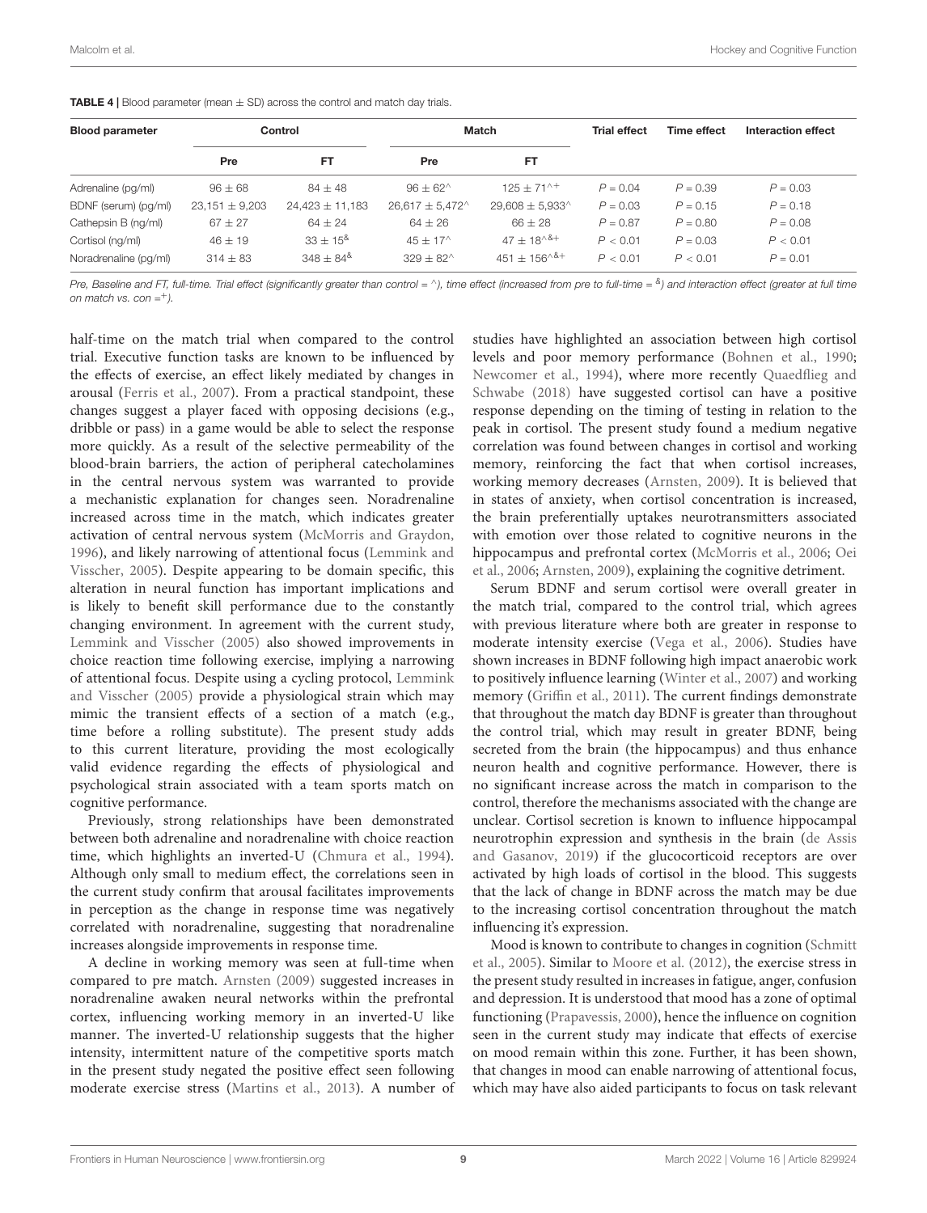**TABLE 4 |** Blood parameter (mean ± SD) across the control and match day trials.

| Blood parameter | Control | | Match | | Trial effect | Time effect | Interaction effect |
|---|---|---|---|---|---|---|---|
| | Pre | FT | Pre | FT | | | |
| Adrenaline (pg/ml) | 96 ± 68 | 84 ± 48 | 96 ± 62^ | 125 ± 71^+ | $P = 0.04$ | $P = 0.39$ | $P = 0.03$ |
| BDNF (serum) (pg/ml) | 23,151 ± 9,203 | 24,423 ± 11,183 | 26,617 ± 5,472^ | 29,608 ± 5,933^ | $P = 0.03$ | $P = 0.15$ | $P = 0.18$ |
| Cathepsin B (ng/ml) | 67 ± 27 | 64 ± 24 | 64 ± 26 | 66 ± 28 | $P = 0.87$ | $P = 0.80$ | $P = 0.08$ |
| Cortisol (ng/ml) | 46 ± 19 | 33 ± 15& | 45 ± 17^ | 47 ± 18^&+ | $P < 0.01$ | $P = 0.03$ | $P < 0.01$ |
| Noradrenaline (pg/ml) | 314 ± 83 | 348 ± 84& | 329 ± 82^ | 451 ± 156^&+ | $P < 0.01$ | $P < 0.01$ | $P = 0.01$ |

*Pre, Baseline and FT, full-time. Trial effect (significantly greater than control = ^), time effect (increased from pre to full-time = &) and interaction effect (greater at full time on match vs. con =+).*

half-time on the match trial when compared to the control trial. Executive function tasks are known to be influenced by the effects of exercise, an effect likely mediated by changes in arousal (Ferris et al., 2007). From a practical standpoint, these changes suggest a player faced with opposing decisions (e.g., dribble or pass) in a game would be able to select the response more quickly. As a result of the selective permeability of the blood-brain barriers, the action of peripheral catecholamines in the central nervous system was warranted to provide a mechanistic explanation for changes seen. Noradrenaline increased across time in the match, which indicates greater activation of central nervous system (McMorris and Graydon, 1996), and likely narrowing of attentional focus (Lemmink and Visscher, 2005). Despite appearing to be domain specific, this alteration in neural function has important implications and is likely to benefit skill performance due to the constantly changing environment. In agreement with the current study, Lemmink and Visscher (2005) also showed improvements in choice reaction time following exercise, implying a narrowing of attentional focus. Despite using a cycling protocol, Lemmink and Visscher (2005) provide a physiological strain which may mimic the transient effects of a section of a match (e.g., time before a rolling substitute). The present study adds to this current literature, providing the most ecologically valid evidence regarding the effects of physiological and psychological strain associated with a team sports match on cognitive performance.

Previously, strong relationships have been demonstrated between both adrenaline and noradrenaline with choice reaction time, which highlights an inverted-U (Chmura et al., 1994). Although only small to medium effect, the correlations seen in the current study confirm that arousal facilitates improvements in perception as the change in response time was negatively correlated with noradrenaline, suggesting that noradrenaline increases alongside improvements in response time.

A decline in working memory was seen at full-time when compared to pre match. Arnsten (2009) suggested increases in noradrenaline awaken neural networks within the prefrontal cortex, influencing working memory in an inverted-U like manner. The inverted-U relationship suggests that the higher intensity, intermittent nature of the competitive sports match in the present study negated the positive effect seen following moderate exercise stress (Martins et al., 2013). A number of studies have highlighted an association between high cortisol levels and poor memory performance (Bohnen et al., 1990; Newcomer et al., 1994), where more recently Quaedflieg and Schwabe (2018) have suggested cortisol can have a positive response depending on the timing of testing in relation to the peak in cortisol. The present study found a medium negative correlation was found between changes in cortisol and working memory, reinforcing the fact that when cortisol increases, working memory decreases (Arnsten, 2009). It is believed that in states of anxiety, when cortisol concentration is increased, the brain preferentially uptakes neurotransmitters associated with emotion over those related to cognitive neurons in the hippocampus and prefrontal cortex (McMorris et al., 2006; Oei et al., 2006; Arnsten, 2009), explaining the cognitive detriment.

Serum BDNF and serum cortisol were overall greater in the match trial, compared to the control trial, which agrees with previous literature where both are greater in response to moderate intensity exercise (Vega et al., 2006). Studies have shown increases in BDNF following high impact anaerobic work to positively influence learning (Winter et al., 2007) and working memory (Griffin et al., 2011). The current findings demonstrate that throughout the match day BDNF is greater than throughout the control trial, which may result in greater BDNF, being secreted from the brain (the hippocampus) and thus enhance neuron health and cognitive performance. However, there is no significant increase across the match in comparison to the control, therefore the mechanisms associated with the change are unclear. Cortisol secretion is known to influence hippocampal neurotrophin expression and synthesis in the brain (de Assis and Gasanov, 2019) if the glucocorticoid receptors are over activated by high loads of cortisol in the blood. This suggests that the lack of change in BDNF across the match may be due to the increasing cortisol concentration throughout the match influencing it's expression.

Mood is known to contribute to changes in cognition (Schmitt et al., 2005). Similar to Moore et al. (2012), the exercise stress in the present study resulted in increases in fatigue, anger, confusion and depression. It is understood that mood has a zone of optimal functioning (Prapavessis, 2000), hence the influence on cognition seen in the current study may indicate that effects of exercise on mood remain within this zone. Further, it has been shown, that changes in mood can enable narrowing of attentional focus, which may have also aided participants to focus on task relevant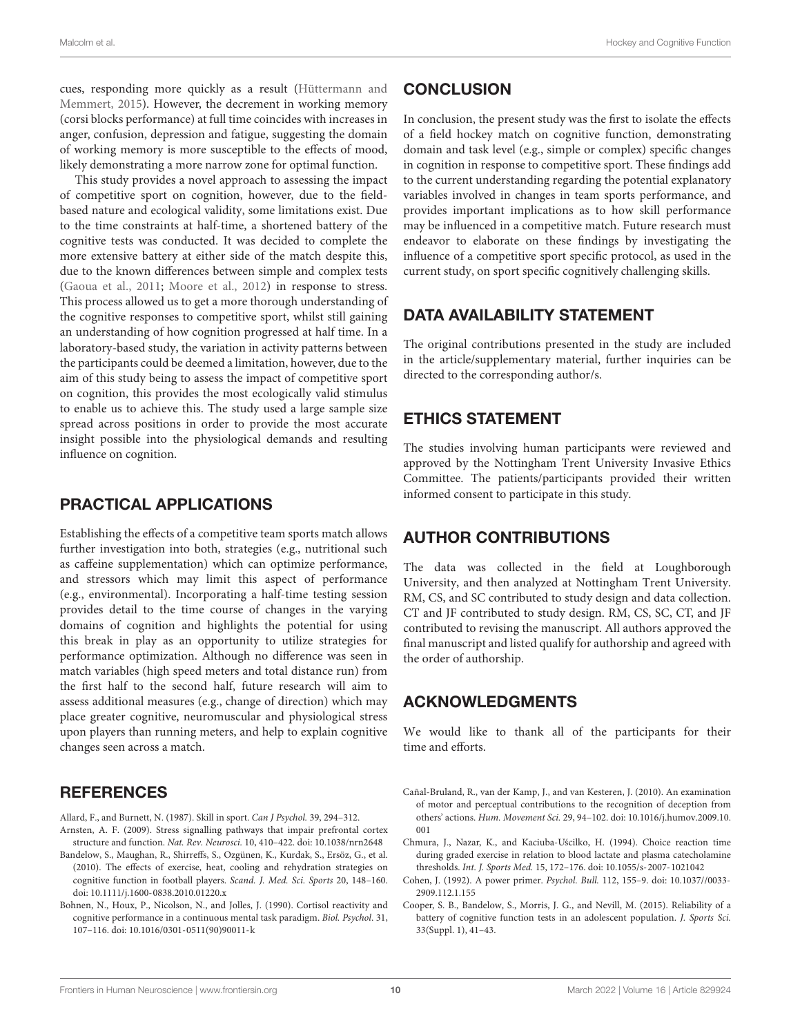cues, responding more quickly as a result (Hüttermann and Memmert, 2015). However, the decrement in working memory (corsi blocks performance) at full time coincides with increases in anger, confusion, depression and fatigue, suggesting the domain of working memory is more susceptible to the effects of mood, likely demonstrating a more narrow zone for optimal function.

This study provides a novel approach to assessing the impact of competitive sport on cognition, however, due to the field-based nature and ecological validity, some limitations exist. Due to the time constraints at half-time, a shortened battery of the cognitive tests was conducted. It was decided to complete the more extensive battery at either side of the match despite this, due to the known differences between simple and complex tests (Gaoua et al., 2011; Moore et al., 2012) in response to stress. This process allowed us to get a more thorough understanding of the cognitive responses to competitive sport, whilst still gaining an understanding of how cognition progressed at half time. In a laboratory-based study, the variation in activity patterns between the participants could be deemed a limitation, however, due to the aim of this study being to assess the impact of competitive sport on cognition, this provides the most ecologically valid stimulus to enable us to achieve this. The study used a large sample size spread across positions in order to provide the most accurate insight possible into the physiological demands and resulting influence on cognition.

## PRACTICAL APPLICATIONS

Establishing the effects of a competitive team sports match allows further investigation into both, strategies (e.g., nutritional such as caffeine supplementation) which can optimize performance, and stressors which may limit this aspect of performance (e.g., environmental). Incorporating a half-time testing session provides detail to the time course of changes in the varying domains of cognition and highlights the potential for using this break in play as an opportunity to utilize strategies for performance optimization. Although no difference was seen in match variables (high speed meters and total distance run) from the first half to the second half, future research will aim to assess additional measures (e.g., change of direction) which may place greater cognitive, neuromuscular and physiological stress upon players than running meters, and help to explain cognitive changes seen across a match.

## CONCLUSION

In conclusion, the present study was the first to isolate the effects of a field hockey match on cognitive function, demonstrating domain and task level (e.g., simple or complex) specific changes in cognition in response to competitive sport. These findings add to the current understanding regarding the potential explanatory variables involved in changes in team sports performance, and provides important implications as to how skill performance may be influenced in a competitive match. Future research must endeavor to elaborate on these findings by investigating the influence of a competitive sport specific protocol, as used in the current study, on sport specific cognitively challenging skills.

## DATA AVAILABILITY STATEMENT

The original contributions presented in the study are included in the article/supplementary material, further inquiries can be directed to the corresponding author/s.

## ETHICS STATEMENT

The studies involving human participants were reviewed and approved by the Nottingham Trent University Invasive Ethics Committee. The patients/participants provided their written informed consent to participate in this study.

## AUTHOR CONTRIBUTIONS

The data was collected in the field at Loughborough University, and then analyzed at Nottingham Trent University. RM, CS, and SC contributed to study design and data collection. CT and JF contributed to study design. RM, CS, SC, CT, and JF contributed to revising the manuscript. All authors approved the final manuscript and listed qualify for authorship and agreed with the order of authorship.

## ACKNOWLEDGMENTS

We would like to thank all of the participants for their time and efforts.

## REFERENCES

Allard, F., and Burnett, N. (1987). Skill in sport. *Can J Psychol.* 39, 294–312.

Arnsten, A. F. (2009). Stress signalling pathways that impair prefrontal cortex structure and function. *Nat. Rev. Neurosci.* 10, 410–422. doi: 10.1038/nrn2648

Bandelow, S., Maughan, R., Shirreffs, S., Ozgünen, K., Kurdak, S., Ersöz, G., et al. (2010). The effects of exercise, heat, cooling and rehydration strategies on cognitive function in football players. *Scand. J. Med. Sci. Sports* 20, 148–160. doi: 10.1111/j.1600-0838.2010.01220.x

Bohnen, N., Houx, P., Nicolson, N., and Jolles, J. (1990). Cortisol reactivity and cognitive performance in a continuous mental task paradigm. *Biol. Psychol.* 31, 107–116. doi: 10.1016/0301-0511(90)90011-k

Cañal-Bruland, R., van der Kamp, J., and van Kesteren, J. (2010). An examination of motor and perceptual contributions to the recognition of deception from others' actions. *Hum. Movement Sci.* 29, 94–102. doi: 10.1016/j.humov.2009.10.001

Chmura, J., Nazar, K., and Kaciuba-Uścilko, H. (1994). Choice reaction time during graded exercise in relation to blood lactate and plasma catecholamine thresholds. *Int. J. Sports Med.* 15, 172–176. doi: 10.1055/s-2007-1021042

Cohen, J. (1992). A power primer. *Psychol. Bull.* 112, 155–9. doi: 10.1037//0033-2909.112.1.155

Cooper, S. B., Bandelow, S., Morris, J. G., and Nevill, M. (2015). Reliability of a battery of cognitive function tests in an adolescent population. *J. Sports Sci.* 33(Suppl. 1), 41–43.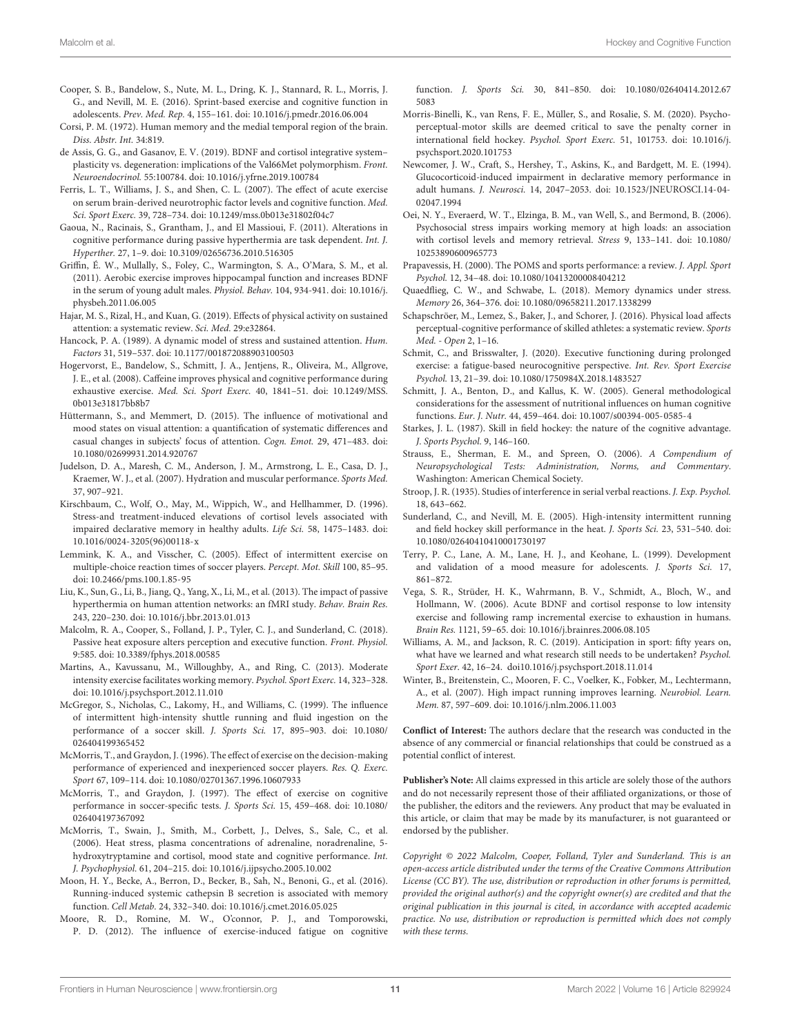Cooper, S. B., Bandelow, S., Nute, M. L., Dring, K. J., Stannard, R. L., Morris, J. G., and Nevill, M. E. (2016). Sprint-based exercise and cognitive function in adolescents. *Prev. Med. Rep.* 4, 155–161. doi: 10.1016/j.pmedr.2016.06.004

Corsi, P. M. (1972). Human memory and the medial temporal region of the brain. *Diss. Abstr. Int.* 34:819.

de Assis, G. G., and Gasanov, E. V. (2019). BDNF and cortisol integrative system–plasticity vs. degeneration: implications of the Val66Met polymorphism. *Front. Neuroendocrinol.* 55:100784. doi: 10.1016/j.yfrne.2019.100784

Ferris, L. T., Williams, J. S., and Shen, C. L. (2007). The effect of acute exercise on serum brain-derived neurotrophic factor levels and cognitive function. *Med. Sci. Sport Exerc.* 39, 728–734. doi: 10.1249/mss.0b013e31802f04c7

Gaoua, N., Racinais, S., Grantham, J., and El Massioui, F. (2011). Alterations in cognitive performance during passive hyperthermia are task dependent. *Int. J. Hyperther.* 27, 1–9. doi: 10.3109/02656736.2010.516305

Griffin, É. W., Mullally, S., Foley, C., Warmington, S. A., O'Mara, S. M., et al. (2011). Aerobic exercise improves hippocampal function and increases BDNF in the serum of young adult males. *Physiol. Behav.* 104, 934-941. doi: 10.1016/j.physbeh.2011.06.005

Hajar, M. S., Rizal, H., and Kuan, G. (2019). Effects of physical activity on sustained attention: a systematic review. *Sci. Med.* 29:e32864.

Hancock, P. A. (1989). A dynamic model of stress and sustained attention. *Hum. Factors* 31, 519–537. doi: 10.1177/001872088903100503

Hogervorst, E., Bandelow, S., Schmitt, J. A., Jentjens, R., Oliveira, M., Allgrove, J. E., et al. (2008). Caffeine improves physical and cognitive performance during exhaustive exercise. *Med. Sci. Sport Exerc.* 40, 1841–51. doi: 10.1249/MSS.0b013e31817bb8b7

Hüttermann, S., and Memmert, D. (2015). The influence of motivational and mood states on visual attention: a quantification of systematic differences and casual changes in subjects' focus of attention. *Cogn. Emot.* 29, 471–483. doi: 10.1080/02699931.2014.920767

Judelson, D. A., Maresh, C. M., Anderson, J. M., Armstrong, L. E., Casa, D. J., Kraemer, W. J., et al. (2007). Hydration and muscular performance. *Sports Med.* 37, 907–921.

Kirschbaum, C., Wolf, O., May, M., Wippich, W., and Hellhammer, D. (1996). Stress-and treatment-induced elevations of cortisol levels associated with impaired declarative memory in healthy adults. *Life Sci.* 58, 1475–1483. doi: 10.1016/0024-3205(96)00118-x

Lemmink, K. A., and Visscher, C. (2005). Effect of intermittent exercise on multiple-choice reaction times of soccer players. *Percept. Mot. Skill* 100, 85–95. doi: 10.2466/pms.100.1.85-95

Liu, K., Sun, G., Li, B., Jiang, Q., Yang, X., Li, M., et al. (2013). The impact of passive hyperthermia on human attention networks: an fMRI study. *Behav. Brain Res.* 243, 220–230. doi: 10.1016/j.bbr.2013.01.013

Malcolm, R. A., Cooper, S., Folland, J. P., Tyler, C. J., and Sunderland, C. (2018). Passive heat exposure alters perception and executive function. *Front. Physiol.* 9:585. doi: 10.3389/fphys.2018.00585

Martins, A., Kavussanu, M., Willoughby, A., and Ring, C. (2013). Moderate intensity exercise facilitates working memory. *Psychol. Sport Exerc.* 14, 323–328. doi: 10.1016/j.psychsport.2012.11.010

McGregor, S., Nicholas, C., Lakomy, H., and Williams, C. (1999). The influence of intermittent high-intensity shuttle running and fluid ingestion on the performance of a soccer skill. *J. Sports Sci.* 17, 895–903. doi: 10.1080/026404199365452

McMorris, T., and Graydon, J. (1996). The effect of exercise on the decision-making performance of experienced and inexperienced soccer players. *Res. Q. Exerc. Sport* 67, 109–114. doi: 10.1080/02701367.1996.10607933

McMorris, T., and Graydon, J. (1997). The effect of exercise on cognitive performance in soccer-specific tests. *J. Sports Sci.* 15, 459–468. doi: 10.1080/026404197367092

McMorris, T., Swain, J., Smith, M., Corbett, J., Delves, S., Sale, C., et al. (2006). Heat stress, plasma concentrations of adrenaline, noradrenaline, 5-hydroxytryptamine and cortisol, mood state and cognitive performance. *Int. J. Psychophysiol.* 61, 204–215. doi: 10.1016/j.ijpsycho.2005.10.002

Moon, H. Y., Becke, A., Berron, D., Becker, B., Sah, N., Benoni, G., et al. (2016). Running-induced systemic cathepsin B secretion is associated with memory function. *Cell Metab.* 24, 332–340. doi: 10.1016/j.cmet.2016.05.025

Moore, R. D., Romine, M. W., O'connor, P. J., and Tomporowski, P. D. (2012). The influence of exercise-induced fatigue on cognitive function. *J. Sports Sci.* 30, 841–850. doi: 10.1080/02640414.2012.675083

Morris-Binelli, K., van Rens, F. E., Müller, S., and Rosalie, S. M. (2020). Psycho-perceptual-motor skills are deemed critical to save the penalty corner in international field hockey. *Psychol. Sport Exerc.* 51, 101753. doi: 10.1016/j.psychsport.2020.101753

Newcomer, J. W., Craft, S., Hershey, T., Askins, K., and Bardgett, M. E. (1994). Glucocorticoid-induced impairment in declarative memory performance in adult humans. *J. Neurosci.* 14, 2047–2053. doi: 10.1523/JNEUROSCI.14-04-02047.1994

Oei, N. Y., Everaerd, W. T., Elzinga, B. M., van Well, S., and Bermond, B. (2006). Psychosocial stress impairs working memory at high loads: an association with cortisol levels and memory retrieval. *Stress* 9, 133–141. doi: 10.1080/10253890600965773

Prapavessis, H. (2000). The POMS and sports performance: a review. *J. Appl. Sport Psychol.* 12, 34–48. doi: 10.1080/10413200008404212

Quaedflieg, C. W., and Schwabe, L. (2018). Memory dynamics under stress. *Memory* 26, 364–376. doi: 10.1080/09658211.2017.1338299

Schapschröer, M., Lemez, S., Baker, J., and Schorer, J. (2016). Physical load affects perceptual-cognitive performance of skilled athletes: a systematic review. *Sports Med. - Open* 2, 1–16.

Schmit, C., and Brisswalter, J. (2020). Executive functioning during prolonged exercise: a fatigue-based neurocognitive perspective. *Int. Rev. Sport Exercise Psychol.* 13, 21–39. doi: 10.1080/1750984X.2018.1483527

Schmitt, J. A., Benton, D., and Kallus, K. W. (2005). General methodological considerations for the assessment of nutritional influences on human cognitive functions. *Eur. J. Nutr.* 44, 459–464. doi: 10.1007/s00394-005-0585-4

Starkes, J. L. (1987). Skill in field hockey: the nature of the cognitive advantage. *J. Sports Psychol.* 9, 146–160.

Strauss, E., Sherman, E. M., and Spreen, O. (2006). *A Compendium of Neuropsychological Tests: Administration, Norms, and Commentary*. Washington: American Chemical Society.

Stroop, J. R. (1935). Studies of interference in serial verbal reactions. *J. Exp. Psychol.* 18, 643–662.

Sunderland, C., and Nevill, M. E. (2005). High-intensity intermittent running and field hockey skill performance in the heat. *J. Sports Sci.* 23, 531–540. doi: 10.1080/02640410410001730197

Terry, P. C., Lane, A. M., Lane, H. J., and Keohane, L. (1999). Development and validation of a mood measure for adolescents. *J. Sports Sci.* 17, 861–872.

Vega, S. R., Strüder, H. K., Wahrmann, B. V., Schmidt, A., Bloch, W., and Hollmann, W. (2006). Acute BDNF and cortisol response to low intensity exercise and following ramp incremental exercise to exhaustion in humans. *Brain Res.* 1121, 59–65. doi: 10.1016/j.brainres.2006.08.105

Williams, A. M., and Jackson, R. C. (2019). Anticipation in sport: fifty years on, what have we learned and what research still needs to be undertaken? *Psychol. Sport Exer.* 42, 16–24. doi10.1016/j.psychsport.2018.11.014

Winter, B., Breitenstein, C., Mooren, F. C., Voelker, K., Fobker, M., Lechtermann, A., et al. (2007). High impact running improves learning. *Neurobiol. Learn. Mem.* 87, 597–609. doi: 10.1016/j.nlm.2006.11.003

**Conflict of Interest:** The authors declare that the research was conducted in the absence of any commercial or financial relationships that could be construed as a potential conflict of interest.

**Publisher's Note:** All claims expressed in this article are solely those of the authors and do not necessarily represent those of their affiliated organizations, or those of the publisher, the editors and the reviewers. Any product that may be evaluated in this article, or claim that may be made by its manufacturer, is not guaranteed or endorsed by the publisher.

*Copyright © 2022 Malcolm, Cooper, Folland, Tyler and Sunderland. This is an open-access article distributed under the terms of the Creative Commons Attribution License (CC BY). The use, distribution or reproduction in other forums is permitted, provided the original author(s) and the copyright owner(s) are credited and that the original publication in this journal is cited, in accordance with accepted academic practice. No use, distribution or reproduction is permitted which does not comply with these terms.*